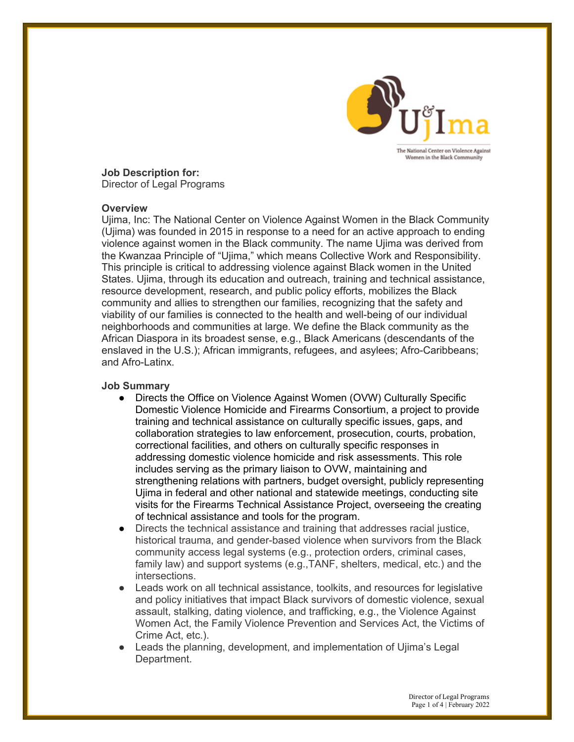**Job Description for:**
Director of Legal Programs

**Overview**
Ujima, Inc: The National Center on Violence Against Women in the Black Community (Ujima) was founded in 2015 in response to a need for an active approach to ending violence against women in the Black community. The name Ujima was derived from the Kwanzaa Principle of "Ujima," which means Collective Work and Responsibility. This principle is critical to addressing violence against Black women in the United States. Ujima, through its education and outreach, training and technical assistance, resource development, research, and public policy efforts, mobilizes the Black community and allies to strengthen our families, recognizing that the safety and viability of our families is connected to the health and well-being of our individual neighborhoods and communities at large. We define the Black community as the African Diaspora in its broadest sense, e.g., Black Americans (descendants of the enslaved in the U.S.); African immigrants, refugees, and asylees; Afro-Caribbeans; and Afro-Latinx.

**Job Summary**

- Directs the Office on Violence Against Women (OVW) Culturally Specific Domestic Violence Homicide and Firearms Consortium, a project to provide training and technical assistance on culturally specific issues, gaps, and collaboration strategies to law enforcement, prosecution, courts, probation, correctional facilities, and others on culturally specific responses in addressing domestic violence homicide and risk assessments. This role includes serving as the primary liaison to OVW, maintaining and strengthening relations with partners, budget oversight, publicly representing Ujima in federal and other national and statewide meetings, conducting site visits for the Firearms Technical Assistance Project, overseeing the creating of technical assistance and tools for the program.
- Directs the technical assistance and training that addresses racial justice, historical trauma, and gender-based violence when survivors from the Black community access legal systems (e.g., protection orders, criminal cases, family law) and support systems (e.g.,TANF, shelters, medical, etc.) and the intersections.
- Leads work on all technical assistance, toolkits, and resources for legislative and policy initiatives that impact Black survivors of domestic violence, sexual assault, stalking, dating violence, and trafficking, e.g., the Violence Against Women Act, the Family Violence Prevention and Services Act, the Victims of Crime Act, etc.).
- Leads the planning, development, and implementation of Ujima's Legal Department.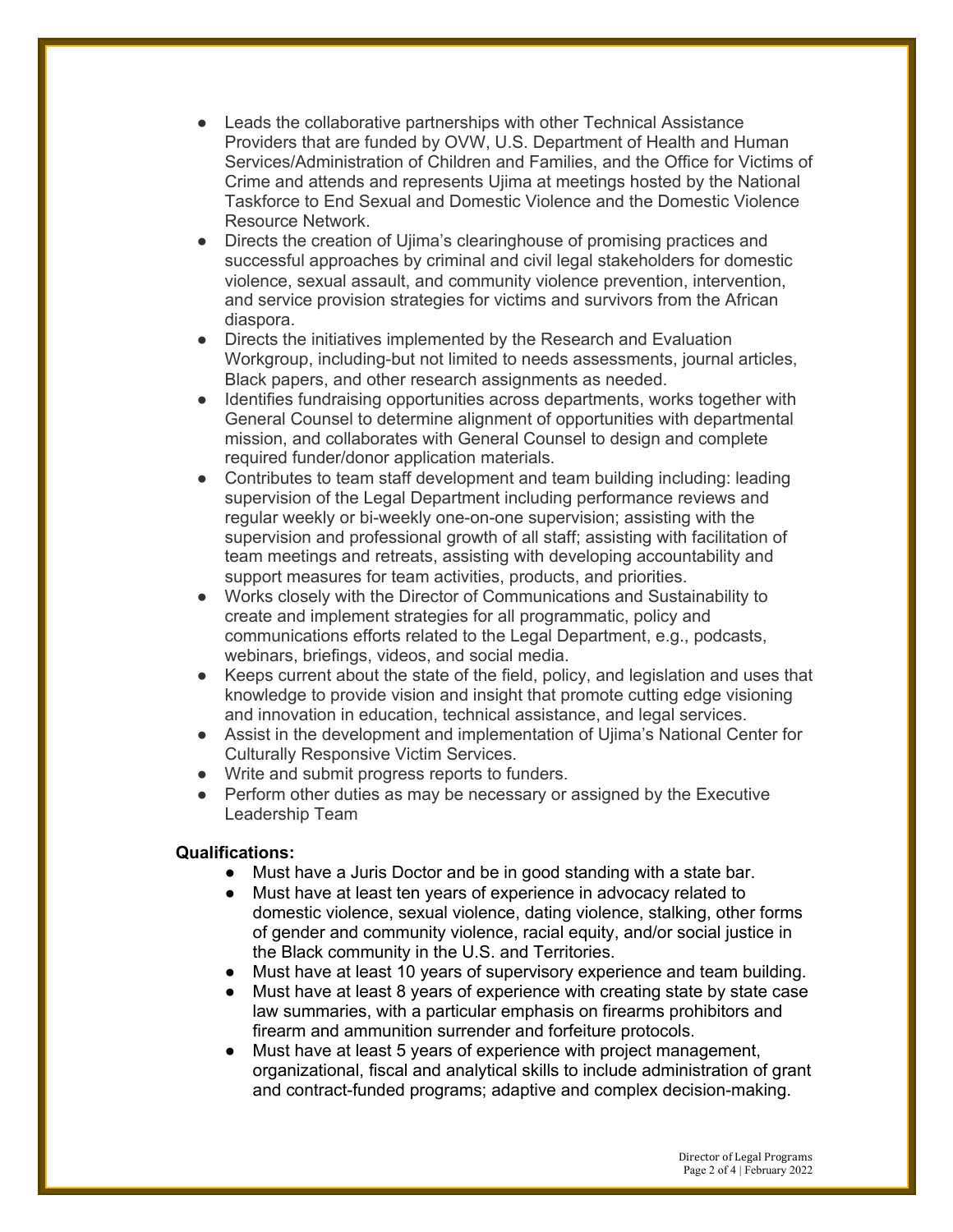- Leads the collaborative partnerships with other Technical Assistance Providers that are funded by OVW, U.S. Department of Health and Human Services/Administration of Children and Families, and the Office for Victims of Crime and attends and represents Ujima at meetings hosted by the National Taskforce to End Sexual and Domestic Violence and the Domestic Violence Resource Network.
- Directs the creation of Ujima's clearinghouse of promising practices and successful approaches by criminal and civil legal stakeholders for domestic violence, sexual assault, and community violence prevention, intervention, and service provision strategies for victims and survivors from the African diaspora.
- Directs the initiatives implemented by the Research and Evaluation Workgroup, including-but not limited to needs assessments, journal articles, Black papers, and other research assignments as needed.
- Identifies fundraising opportunities across departments, works together with General Counsel to determine alignment of opportunities with departmental mission, and collaborates with General Counsel to design and complete required funder/donor application materials.
- Contributes to team staff development and team building including: leading supervision of the Legal Department including performance reviews and regular weekly or bi-weekly one-on-one supervision; assisting with the supervision and professional growth of all staff; assisting with facilitation of team meetings and retreats, assisting with developing accountability and support measures for team activities, products, and priorities.
- Works closely with the Director of Communications and Sustainability to create and implement strategies for all programmatic, policy and communications efforts related to the Legal Department, e.g., podcasts, webinars, briefings, videos, and social media.
- Keeps current about the state of the field, policy, and legislation and uses that knowledge to provide vision and insight that promote cutting edge visioning and innovation in education, technical assistance, and legal services.
- Assist in the development and implementation of Ujima's National Center for Culturally Responsive Victim Services.
- Write and submit progress reports to funders.
- Perform other duties as may be necessary or assigned by the Executive Leadership Team

**Qualifications:**

- Must have a Juris Doctor and be in good standing with a state bar.
- Must have at least ten years of experience in advocacy related to domestic violence, sexual violence, dating violence, stalking, other forms of gender and community violence, racial equity, and/or social justice in the Black community in the U.S. and Territories.
- Must have at least 10 years of supervisory experience and team building.
- Must have at least 8 years of experience with creating state by state case law summaries, with a particular emphasis on firearms prohibitors and firearm and ammunition surrender and forfeiture protocols.
- Must have at least 5 years of experience with project management, organizational, fiscal and analytical skills to include administration of grant and contract-funded programs; adaptive and complex decision-making.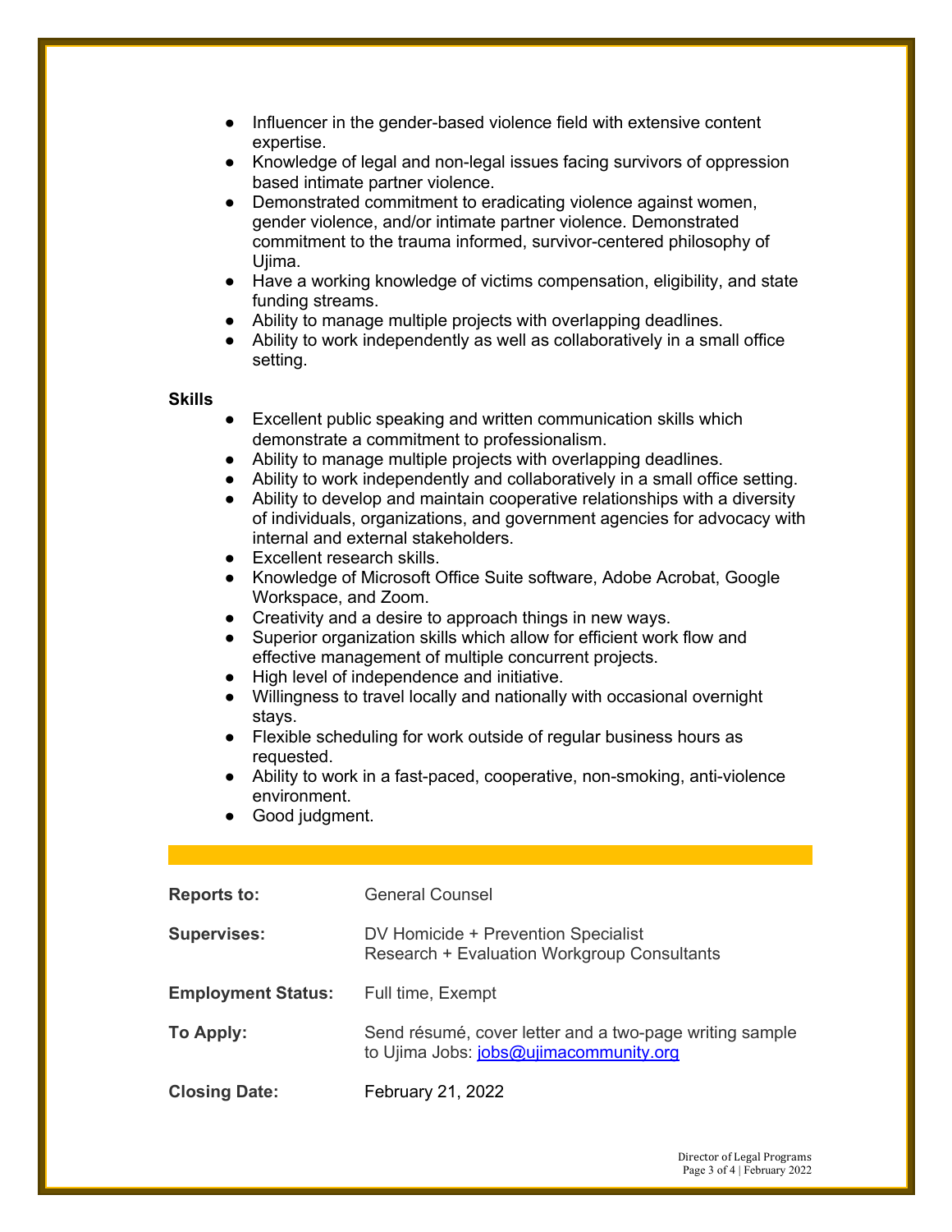- Influencer in the gender-based violence field with extensive content expertise.
- Knowledge of legal and non-legal issues facing survivors of oppression based intimate partner violence.
- Demonstrated commitment to eradicating violence against women, gender violence, and/or intimate partner violence. Demonstrated commitment to the trauma informed, survivor-centered philosophy of Ujima.
- Have a working knowledge of victims compensation, eligibility, and state funding streams.
- Ability to manage multiple projects with overlapping deadlines.
- Ability to work independently as well as collaboratively in a small office setting.

**Skills**

- Excellent public speaking and written communication skills which demonstrate a commitment to professionalism.
- Ability to manage multiple projects with overlapping deadlines.
- Ability to work independently and collaboratively in a small office setting.
- Ability to develop and maintain cooperative relationships with a diversity of individuals, organizations, and government agencies for advocacy with internal and external stakeholders.
- Excellent research skills.
- Knowledge of Microsoft Office Suite software, Adobe Acrobat, Google Workspace, and Zoom.
- Creativity and a desire to approach things in new ways.
- Superior organization skills which allow for efficient work flow and effective management of multiple concurrent projects.
- High level of independence and initiative.
- Willingness to travel locally and nationally with occasional overnight stays.
- Flexible scheduling for work outside of regular business hours as requested.
- Ability to work in a fast-paced, cooperative, non-smoking, anti-violence environment.
- Good judgment.

---

**Reports to:** General Counsel

**Supervises:** DV Homicide + Prevention Specialist
Research + Evaluation Workgroup Consultants

**Employment Status:** Full time, Exempt

**To Apply:** Send résumé, cover letter and a two-page writing sample to Ujima Jobs: jobs@ujimacommunity.org

**Closing Date:** February 21, 2022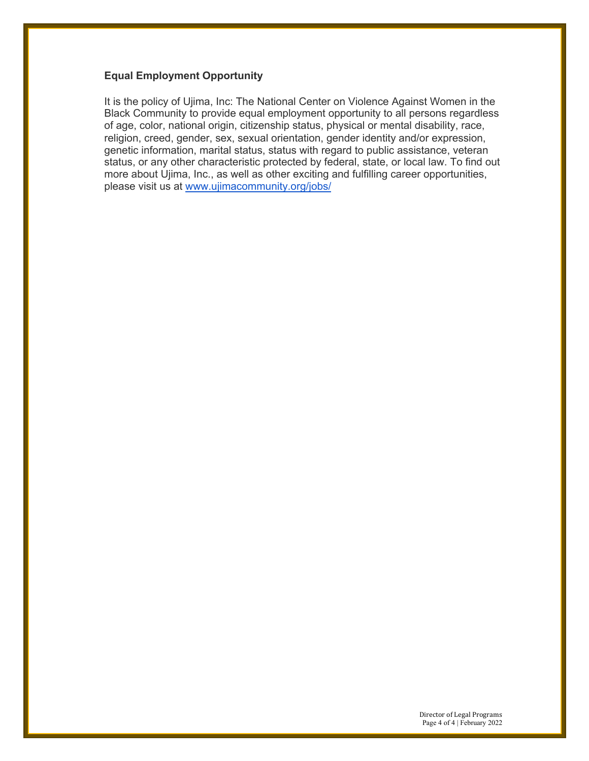**Equal Employment Opportunity**

It is the policy of Ujima, Inc: The National Center on Violence Against Women in the Black Community to provide equal employment opportunity to all persons regardless of age, color, national origin, citizenship status, physical or mental disability, race, religion, creed, gender, sex, sexual orientation, gender identity and/or expression, genetic information, marital status, status with regard to public assistance, veteran status, or any other characteristic protected by federal, state, or local law. To find out more about Ujima, Inc., as well as other exciting and fulfilling career opportunities, please visit us at [www.ujimacommunity.org/jobs/](http://www.ujimacommunity.org/jobs/)